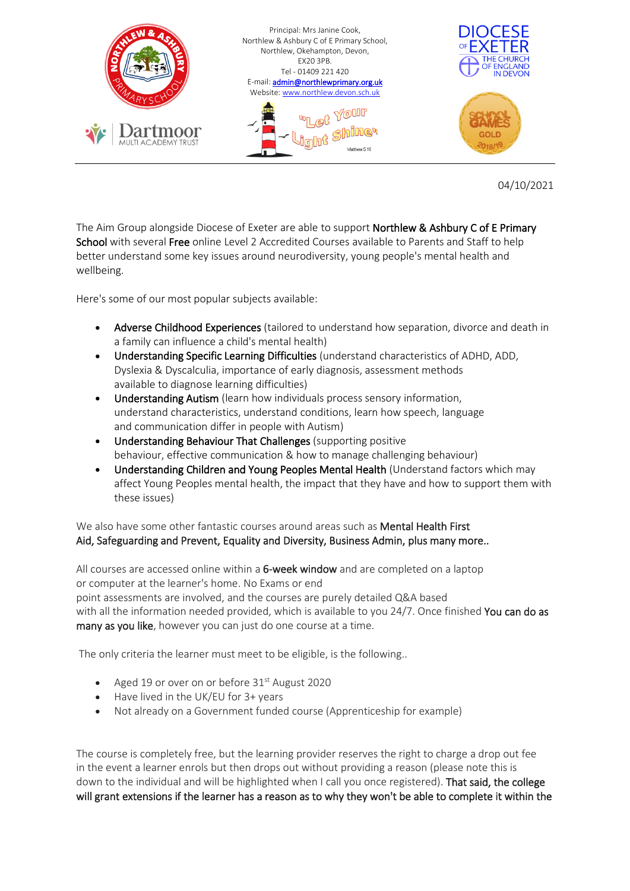Principal: Mrs Janine Cook,
Northlew & Ashbury C of E Primary School,
Northlew, Okehampton, Devon,
EX20 3PB.
Tel - 01409 221 420
E-mail: admin@northlewprimary.org.uk
Website: www.northlew.devon.sch.uk

"Let Your Light Shine" Matthew 5:16

04/10/2021

The Aim Group alongside Diocese of Exeter are able to support **Northlew & Ashbury C of E Primary School** with several **Free** online Level 2 Accredited Courses available to Parents and Staff to help better understand some key issues around neurodiversity, young people's mental health and wellbeing.

Here's some of our most popular subjects available:

- **Adverse Childhood Experiences** (tailored to understand how separation, divorce and death in a family can influence a child's mental health)
- **Understanding Specific Learning Difficulties** (understand characteristics of ADHD, ADD, Dyslexia & Dyscalculia, importance of early diagnosis, assessment methods available to diagnose learning difficulties)
- **Understanding Autism** (learn how individuals process sensory information, understand characteristics, understand conditions, learn how speech, language and communication differ in people with Autism)
- **Understanding Behaviour That Challenges** (supporting positive behaviour, effective communication & how to manage challenging behaviour)
- **Understanding Children and Young Peoples Mental Health** (Understand factors which may affect Young Peoples mental health, the impact that they have and how to support them with these issues)

We also have some other fantastic courses around areas such as **Mental Health First Aid, Safeguarding and Prevent, Equality and Diversity, Business Admin, plus many more..**

All courses are accessed online within a **6-week window** and are completed on a laptop or computer at the learner's home. No Exams or end point assessments are involved, and the courses are purely detailed Q&A based with all the information needed provided, which is available to you 24/7. Once finished **You can do as many as you like**, however you can just do one course at a time.

The only criteria the learner must meet to be eligible, is the following..

- Aged 19 or over on or before 31st August 2020
- Have lived in the UK/EU for 3+ years
- Not already on a Government funded course (Apprenticeship for example)

The course is completely free, but the learning provider reserves the right to charge a drop out fee in the event a learner enrols but then drops out without providing a reason (please note this is down to the individual and will be highlighted when I call you once registered). **That said, the college will grant extensions if the learner has a reason as to why they won't be able to complete it within the**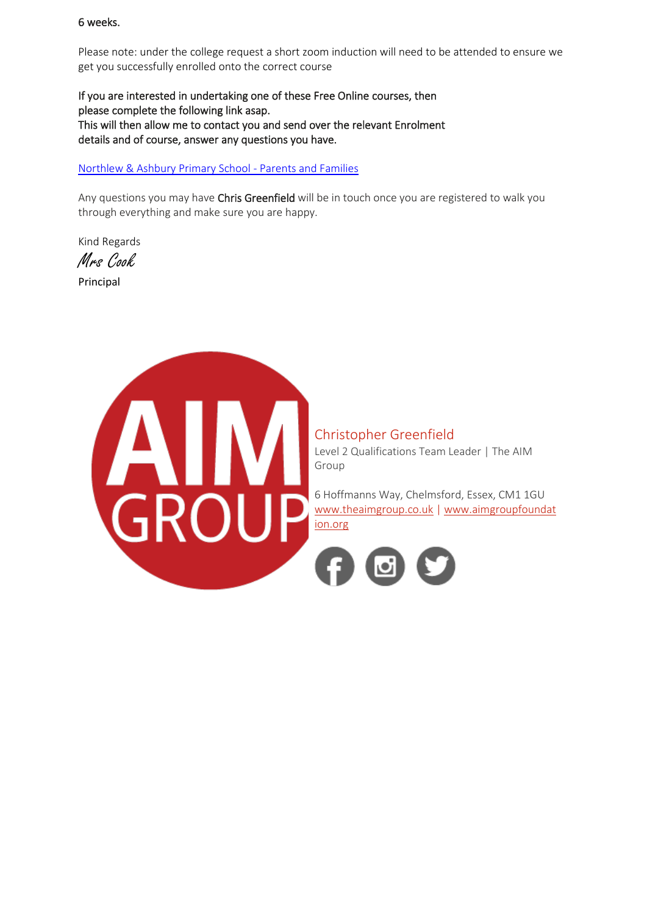6 weeks.

Please note: under the college request a short zoom induction will need to be attended to ensure we get you successfully enrolled onto the correct course

If you are interested in undertaking one of these Free Online courses, then please complete the following link asap.
This will then allow me to contact you and send over the relevant Enrolment details and of course, answer any questions you have.

[Northlew & Ashbury Primary School - Parents and Families]

Any questions you may have **Chris Greenfield** will be in touch once you are registered to walk you through everything and make sure you are happy.

Kind Regards

*Mrs Cook*

Principal

AIM GROUP

Christopher Greenfield
Level 2 Qualifications Team Leader | The AIM Group

6 Hoffmanns Way, Chelmsford, Essex, CM1 1GU
www.theaimgroup.co.uk | www.aimgroupfoundation.org